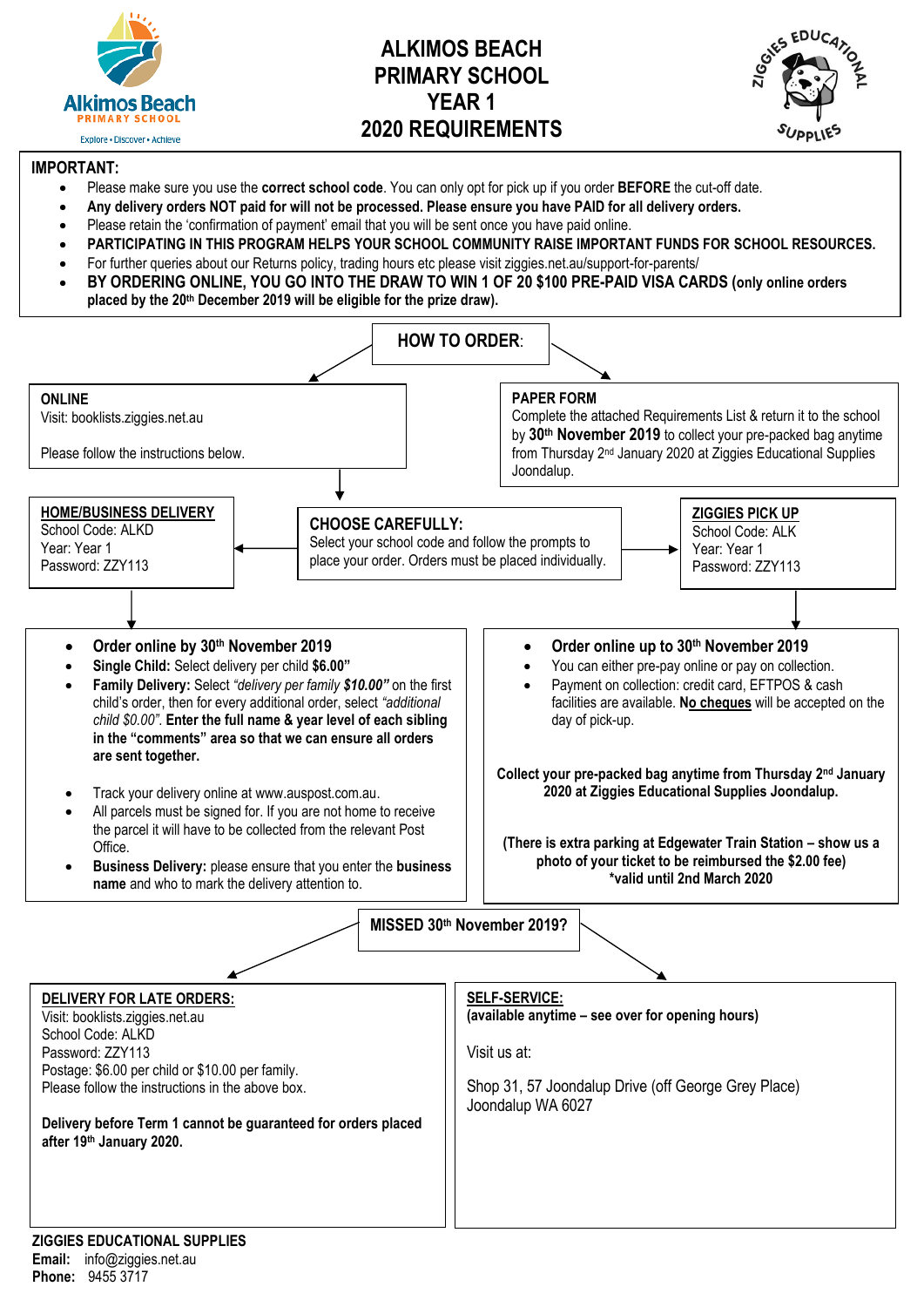Alkimos Beach PRIMARY SCHOOL
Explore • Discover • Achieve

# ALKIMOS BEACH PRIMARY SCHOOL YEAR 1 2020 REQUIREMENTS

ZIGGIES EDUCATIONAL SUPPLIES

**IMPORTANT:**

- Please make sure you use the **correct school code**. You can only opt for pick up if you order **BEFORE** the cut-off date.
- **Any delivery orders NOT paid for will not be processed. Please ensure you have PAID for all delivery orders.**
- Please retain the 'confirmation of payment' email that you will be sent once you have paid online.
- **PARTICIPATING IN THIS PROGRAM HELPS YOUR SCHOOL COMMUNITY RAISE IMPORTANT FUNDS FOR SCHOOL RESOURCES.**
- For further queries about our Returns policy, trading hours etc please visit ziggies.net.au/support-for-parents/
- **BY ORDERING ONLINE, YOU GO INTO THE DRAW TO WIN 1 OF 20 $100 PRE-PAID VISA CARDS (only online orders placed by the 20th December 2019 will be eligible for the prize draw).**

## HOW TO ORDER:

**ONLINE**
Visit: booklists.ziggies.net.au

Please follow the instructions below.

**PAPER FORM**
Complete the attached Requirements List & return it to the school by **30th November 2019** to collect your pre-packed bag anytime from Thursday 2nd January 2020 at Ziggies Educational Supplies Joondalup.

**CHOOSE CAREFULLY:**
Select your school code and follow the prompts to place your order. Orders must be placed individually.

**HOME/BUSINESS DELIVERY**
School Code: ALKD
Year: Year 1
Password: ZZY113

- **Order online by 30th November 2019**
- **Single Child:** Select delivery per child **$6.00"**
- **Family Delivery:** Select *"delivery per family **$10.00"*** on the first child's order, then for every additional order, select *"additional child $0.00"*. **Enter the full name & year level of each sibling in the "comments" area so that we can ensure all orders are sent together.**
- Track your delivery online at www.auspost.com.au.
- All parcels must be signed for. If you are not home to receive the parcel it will have to be collected from the relevant Post Office.
- **Business Delivery:** please ensure that you enter the **business name** and who to mark the delivery attention to.

**ZIGGIES PICK UP**
School Code: ALK
Year: Year 1
Password: ZZY113

- **Order online up to 30th November 2019**
- You can either pre-pay online or pay on collection.
- Payment on collection: credit card, EFTPOS & cash facilities are available. **No cheques** will be accepted on the day of pick-up.

**Collect your pre-packed bag anytime from Thursday 2nd January 2020 at Ziggies Educational Supplies Joondalup.**

**(There is extra parking at Edgewater Train Station – show us a photo of your ticket to be reimbursed the $2.00 fee) *valid until 2nd March 2020**

## MISSED 30th November 2019?

**DELIVERY FOR LATE ORDERS:**
Visit: booklists.ziggies.net.au
School Code: ALKD
Password: ZZY113
Postage: $6.00 per child or $10.00 per family.
Please follow the instructions in the above box.

**Delivery before Term 1 cannot be guaranteed for orders placed after 19th January 2020.**

**SELF-SERVICE:**
**(available anytime – see over for opening hours)**

Visit us at:

Shop 31, 57 Joondalup Drive (off George Grey Place)
Joondalup WA 6027

**ZIGGIES EDUCATIONAL SUPPLIES**
**Email:** info@ziggies.net.au
**Phone:** 9455 3717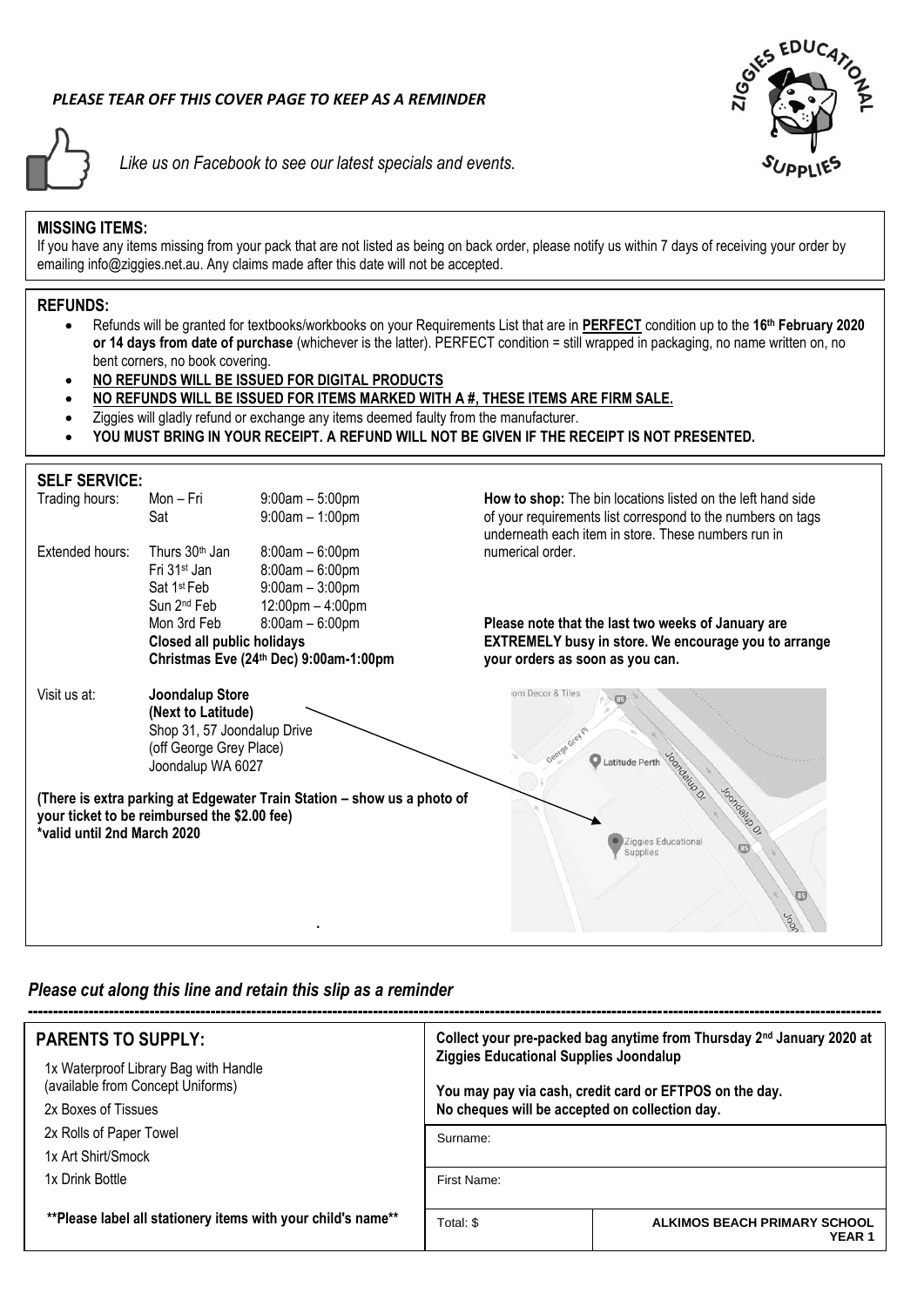*PLEASE TEAR OFF THIS COVER PAGE TO KEEP AS A REMINDER*

*Like us on Facebook to see our latest specials and events.*

**MISSING ITEMS:**

If you have any items missing from your pack that are not listed as being on back order, please notify us within 7 days of receiving your order by emailing info@ziggies.net.au. Any claims made after this date will not be accepted.

**REFUNDS:**

- Refunds will be granted for textbooks/workbooks on your Requirements List that are in **PERFECT** condition up to the **16th February 2020 or 14 days from date of purchase** (whichever is the latter). PERFECT condition = still wrapped in packaging, no name written on, no bent corners, no book covering.
- **NO REFUNDS WILL BE ISSUED FOR DIGITAL PRODUCTS**
- **NO REFUNDS WILL BE ISSUED FOR ITEMS MARKED WITH A #, THESE ITEMS ARE FIRM SALE.**
- Ziggies will gladly refund or exchange any items deemed faulty from the manufacturer.
- **YOU MUST BRING IN YOUR RECEIPT. A REFUND WILL NOT BE GIVEN IF THE RECEIPT IS NOT PRESENTED.**

**SELF SERVICE:**

| | | |
|---|---|---|
| Trading hours: | Mon – Fri | 9:00am – 5:00pm |
| | Sat | 9:00am – 1:00pm |
| Extended hours: | Thurs 30th Jan | 8:00am – 6:00pm |
| | Fri 31st Jan | 8:00am – 6:00pm |
| | Sat 1st Feb | 9:00am – 3:00pm |
| | Sun 2nd Feb | 12:00pm – 4:00pm |
| | Mon 3rd Feb | 8:00am – 6:00pm |

**Closed all public holidays**
**Christmas Eve (24th Dec) 9:00am-1:00pm**

**How to shop:** The bin locations listed on the left hand side of your requirements list correspond to the numbers on tags underneath each item in store. These numbers run in numerical order.

**Please note that the last two weeks of January are EXTREMELY busy in store. We encourage you to arrange your orders as soon as you can.**

Visit us at: **Joondalup Store**
**(Next to Latitude)**
Shop 31, 57 Joondalup Drive
(off George Grey Place)
Joondalup WA 6027

**(There is extra parking at Edgewater Train Station – show us a photo of your ticket to be reimbursed the $2.00 fee)**
**\*valid until 2nd March 2020**

*Please cut along this line and retain this slip as a reminder*

---

**PARENTS TO SUPPLY:**

1x Waterproof Library Bag with Handle (available from Concept Uniforms)
2x Boxes of Tissues
2x Rolls of Paper Towel
1x Art Shirt/Smock
1x Drink Bottle

**\*\*Please label all stationery items with your child's name\*\***

**Collect your pre-packed bag anytime from Thursday 2nd January 2020 at Ziggies Educational Supplies Joondalup**

**You may pay via cash, credit card or EFTPOS on the day.**
**No cheques will be accepted on collection day.**

| | |
|---|---|
| Surname: | |
| First Name: | |
| Total: $ | **ALKIMOS BEACH PRIMARY SCHOOL YEAR 1** |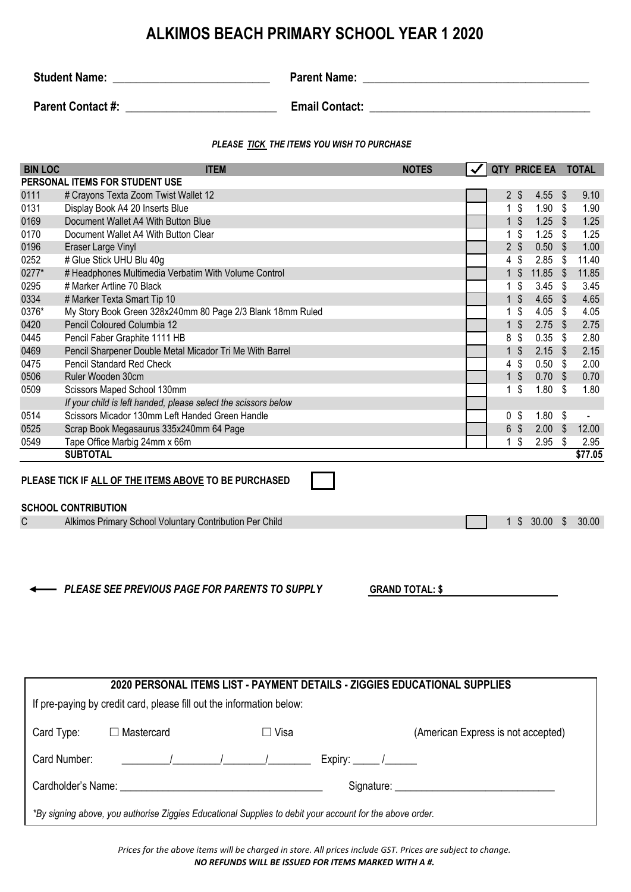# ALKIMOS BEACH PRIMARY SCHOOL YEAR 1 2020

**Student Name:** ___________________________ **Parent Name:** ______________________________________

**Parent Contact #:** __________________________ **Email Contact:** ____________________________________

***PLEASE TICK THE ITEMS YOU WISH TO PURCHASE***

| BIN LOC | ITEM | NOTES | ✓ | QTY | PRICE EA | TOTAL |
|---|---|---|---|---|---|---|
| **PERSONAL ITEMS FOR STUDENT USE** | | | | | | |
| 0111 | # Crayons Texta Zoom Twist Wallet 12 | | | 2 | $ 4.55 | $ 9.10 |
| 0131 | Display Book A4 20 Inserts Blue | | | 1 | $ 1.90 | $ 1.90 |
| 0169 | Document Wallet A4 With Button Blue | | | 1 | $ 1.25 | $ 1.25 |
| 0170 | Document Wallet A4 With Button Clear | | | 1 | $ 1.25 | $ 1.25 |
| 0196 | Eraser Large Vinyl | | | 2 | $ 0.50 | $ 1.00 |
| 0252 | # Glue Stick UHU Blu 40g | | | 4 | $ 2.85 | $ 11.40 |
| 0277* | # Headphones Multimedia Verbatim With Volume Control | | | 1 | $ 11.85 | $ 11.85 |
| 0295 | # Marker Artline 70 Black | | | 1 | $ 3.45 | $ 3.45 |
| 0334 | # Marker Texta Smart Tip 10 | | | 1 | $ 4.65 | $ 4.65 |
| 0376* | My Story Book Green 328x240mm 80 Page 2/3 Blank 18mm Ruled | | | 1 | $ 4.05 | $ 4.05 |
| 0420 | Pencil Coloured Columbia 12 | | | 1 | $ 2.75 | $ 2.75 |
| 0445 | Pencil Faber Graphite 1111 HB | | | 8 | $ 0.35 | $ 2.80 |
| 0469 | Pencil Sharpener Double Metal Micador Tri Me With Barrel | | | 1 | $ 2.15 | $ 2.15 |
| 0475 | Pencil Standard Red Check | | | 4 | $ 0.50 | $ 2.00 |
| 0506 | Ruler Wooden 30cm | | | 1 | $ 0.70 | $ 0.70 |
| 0509 | Scissors Maped School 130mm | | | 1 | $ 1.80 | $ 1.80 |
| | *If your child is left handed, please select the scissors below* | | | | | |
| 0514 | Scissors Micador 130mm Left Handed Green Handle | | | 0 | $ 1.80 | $ - |
| 0525 | Scrap Book Megasaurus 335x240mm 64 Page | | | 6 | $ 2.00 | $ 12.00 |
| 0549 | Tape Office Marbig 24mm x 66m | | | 1 | $ 2.95 | $ 2.95 |
| | **SUBTOTAL** | | | | | **$77.05** |

**PLEASE TICK IF ALL OF THE ITEMS ABOVE TO BE PURCHASED** ☐

**SCHOOL CONTRIBUTION**

| | | | | | | |
|---|---|---|---|---|---|---|
| C | Alkimos Primary School Voluntary Contribution Per Child | | | 1 | $ 30.00 | $ 30.00 |

← ***PLEASE SEE PREVIOUS PAGE FOR PARENTS TO SUPPLY*** **GRAND TOTAL: $** ____________________

**2020 PERSONAL ITEMS LIST - PAYMENT DETAILS - ZIGGIES EDUCATIONAL SUPPLIES**

If pre-paying by credit card, please fill out the information below:

Card Type: ☐ Mastercard ☐ Visa (American Express is not accepted)

Card Number: _________/_________/________/________ Expiry: _____ /______

Cardholder's Name: ____________________________________ Signature: ______________________________

*\*By signing above, you authorise Ziggies Educational Supplies to debit your account for the above order.*

*Prices for the above items will be charged in store. All prices include GST. Prices are subject to change.*
***NO REFUNDS WILL BE ISSUED FOR ITEMS MARKED WITH A #.***